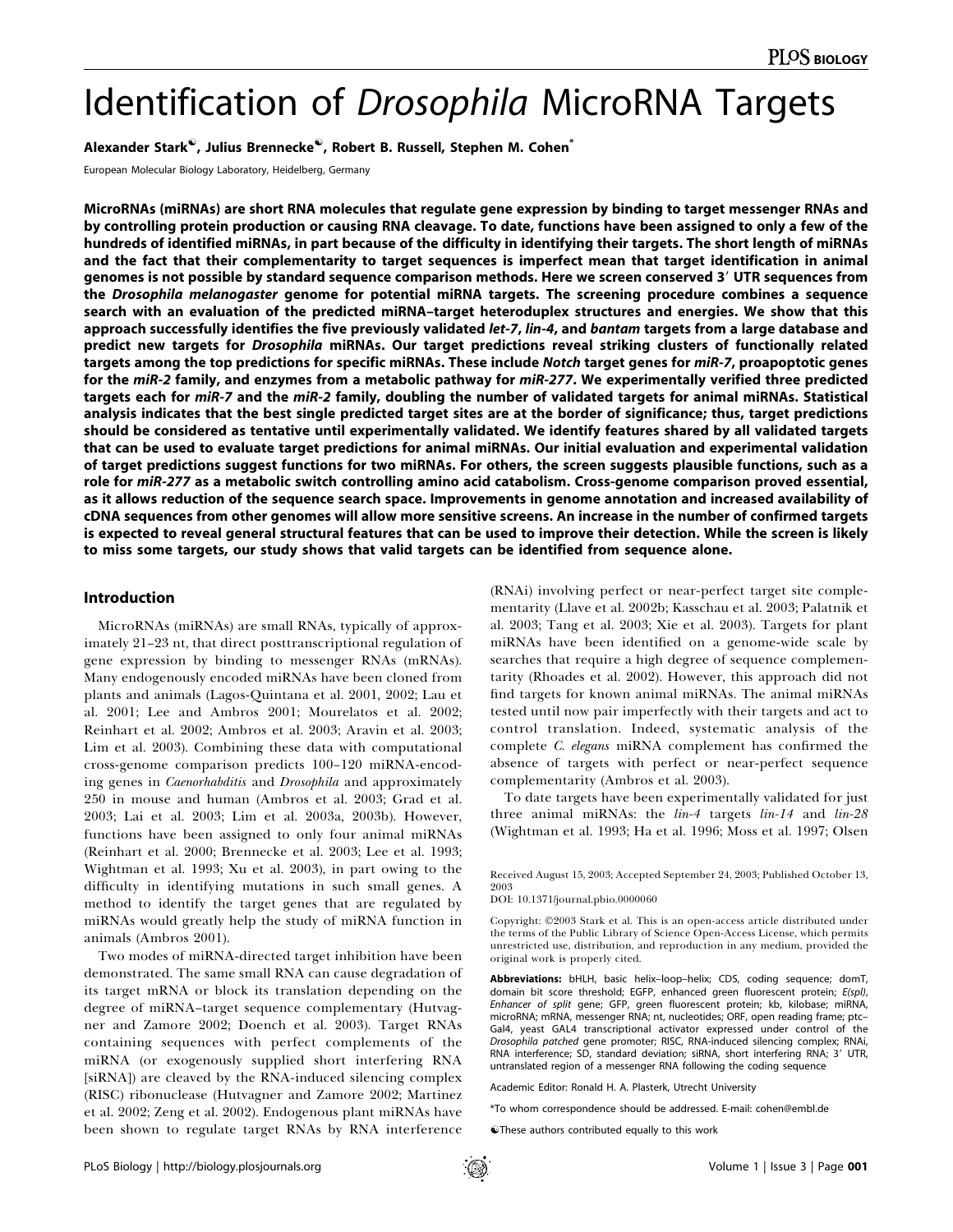# Identification of *Drosophila* MicroRNA Targets

**Alexander Stark, Julius Brennecke, Robert B. Russell, Stephen M. Cohen***

European Molecular Biology Laboratory, Heidelberg, Germany

**MicroRNAs (miRNAs) are short RNA molecules that regulate gene expression by binding to target messenger RNAs and by controlling protein production or causing RNA cleavage. To date, functions have been assigned to only a few of the hundreds of identified miRNAs, in part because of the difficulty in identifying their targets. The short length of miRNAs and the fact that their complementarity to target sequences is imperfect mean that target identification in animal genomes is not possible by standard sequence comparison methods. Here we screen conserved 3′ UTR sequences from the *Drosophila melanogaster* genome for potential miRNA targets. The screening procedure combines a sequence search with an evaluation of the predicted miRNA–target heteroduplex structures and energies. We show that this approach successfully identifies the five previously validated *let-7*, *lin-4*, and *bantam* targets from a large database and predict new targets for *Drosophila* miRNAs. Our target predictions reveal striking clusters of functionally related targets among the top predictions for specific miRNAs. These include *Notch* target genes for *miR-7*, proapoptotic genes for the *miR-2* family, and enzymes from a metabolic pathway for *miR-277*. We experimentally verified three predicted targets each for *miR-7* and the *miR-2* family, doubling the number of validated targets for animal miRNAs. Statistical analysis indicates that the best single predicted target sites are at the border of significance; thus, target predictions should be considered as tentative until experimentally validated. We identify features shared by all validated targets that can be used to evaluate target predictions for animal miRNAs. Our initial evaluation and experimental validation of target predictions suggest functions for two miRNAs. For others, the screen suggests plausible functions, such as a role for *miR-277* as a metabolic switch controlling amino acid catabolism. Cross-genome comparison proved essential, as it allows reduction of the sequence search space. Improvements in genome annotation and increased availability of cDNA sequences from other genomes will allow more sensitive screens. An increase in the number of confirmed targets is expected to reveal general structural features that can be used to improve their detection. While the screen is likely to miss some targets, our study shows that valid targets can be identified from sequence alone.**

## Introduction

MicroRNAs (miRNAs) are small RNAs, typically of approximately 21–23 nt, that direct posttranscriptional regulation of gene expression by binding to messenger RNAs (mRNAs). Many endogenously encoded miRNAs have been cloned from plants and animals (Lagos-Quintana et al. 2001, 2002; Lau et al. 2001; Lee and Ambros 2001; Mourelatos et al. 2002; Reinhart et al. 2002; Ambros et al. 2003; Aravin et al. 2003; Lim et al. 2003). Combining these data with computational cross-genome comparison predicts 100–120 miRNA-encoding genes in *Caenorhabditis* and *Drosophila* and approximately 250 in mouse and human (Ambros et al. 2003; Grad et al. 2003; Lai et al. 2003; Lim et al. 2003a, 2003b). However, functions have been assigned to only four animal miRNAs (Reinhart et al. 2000; Brennecke et al. 2003; Lee et al. 1993; Wightman et al. 1993; Xu et al. 2003), in part owing to the difficulty in identifying mutations in such small genes. A method to identify the target genes that are regulated by miRNAs would greatly help the study of miRNA function in animals (Ambros 2001).

Two modes of miRNA-directed target inhibition have been demonstrated. The same small RNA can cause degradation of its target mRNA or block its translation depending on the degree of miRNA–target sequence complementary (Hutvagner and Zamore 2002; Doench et al. 2003). Target RNAs containing sequences with perfect complements of the miRNA (or exogenously supplied short interfering RNA [siRNA]) are cleaved by the RNA-induced silencing complex (RISC) ribonuclease (Hutvagner and Zamore 2002; Martinez et al. 2002; Zeng et al. 2002). Endogenous plant miRNAs have been shown to regulate target RNAs by RNA interference (RNAi) involving perfect or near-perfect target site complementarity (Llave et al. 2002b; Kasschau et al. 2003; Palatnik et al. 2003; Tang et al. 2003; Xie et al. 2003). Targets for plant miRNAs have been identified on a genome-wide scale by searches that require a high degree of sequence complementarity (Rhoades et al. 2002). However, this approach did not find targets for known animal miRNAs. The animal miRNAs tested until now pair imperfectly with their targets and act to control translation. Indeed, systematic analysis of the complete *C. elegans* miRNA complement has confirmed the absence of targets with perfect or near-perfect sequence complementarity (Ambros et al. 2003).

To date targets have been experimentally validated for just three animal miRNAs: the *lin-4* targets *lin-14* and *lin-28* (Wightman et al. 1993; Ha et al. 1996; Moss et al. 1997; Olsen

Received August 15, 2003; Accepted September 24, 2003; Published October 13, 2003
DOI: 10.1371/journal.pbio.0000060

Copyright: ©2003 Stark et al. This is an open-access article distributed under the terms of the Public Library of Science Open-Access License, which permits unrestricted use, distribution, and reproduction in any medium, provided the original work is properly cited.

**Abbreviations:** bHLH, basic helix–loop–helix; CDS, coding sequence; domT, domain bit score threshold; EGFP, enhanced green fluorescent protein; *E(spl)*, *Enhancer of split* gene; GFP, green fluorescent protein; kb, kilobase; miRNA, microRNA; mRNA, messenger RNA; nt, nucleotides; ORF, open reading frame; ptc–Gal4, yeast GAL4 transcriptional activator expressed under control of the *Drosophila patched* gene promoter; RISC, RNA-induced silencing complex; RNAi, RNA interference; SD, standard deviation; siRNA, short interfering RNA; 3′ UTR, untranslated region of a messenger RNA following the coding sequence

Academic Editor: Ronald H. A. Plasterk, Utrecht University

*To whom correspondence should be addressed. E-mail: cohen@embl.de

These authors contributed equally to this work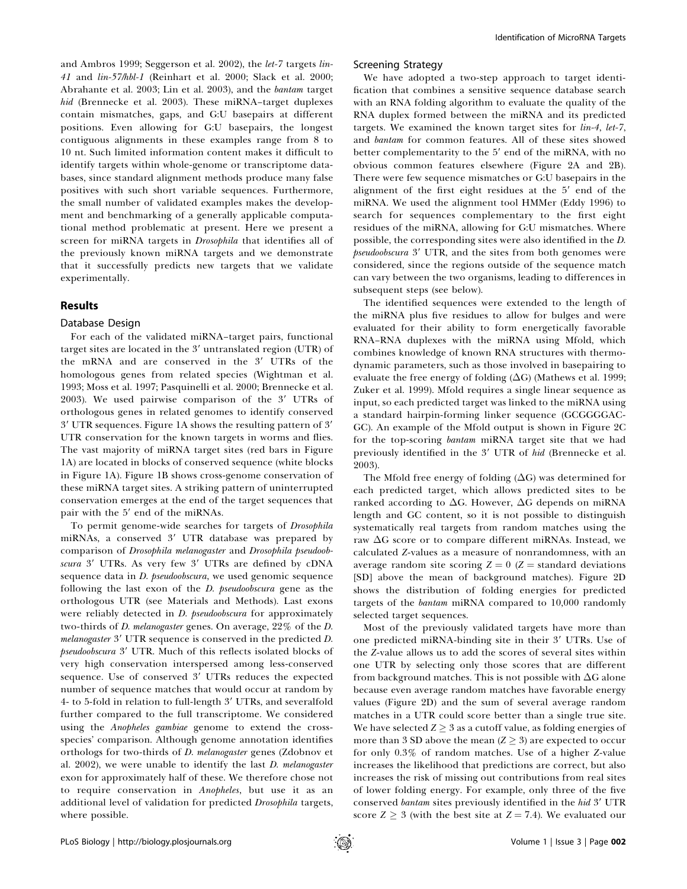and Ambros 1999; Seggerson et al. 2002), the *let-7* targets *lin-41* and *lin-57/hbl-1* (Reinhart et al. 2000; Slack et al. 2000; Abrahante et al. 2003; Lin et al. 2003), and the *bantam* target *hid* (Brennecke et al. 2003). These miRNA–target duplexes contain mismatches, gaps, and G:U basepairs at different positions. Even allowing for G:U basepairs, the longest contiguous alignments in these examples range from 8 to 10 nt. Such limited information content makes it difficult to identify targets within whole-genome or transcriptome databases, since standard alignment methods produce many false positives with such short variable sequences. Furthermore, the small number of validated examples makes the development and benchmarking of a generally applicable computational method problematic at present. Here we present a screen for miRNA targets in *Drosophila* that identifies all of the previously known miRNA targets and we demonstrate that it successfully predicts new targets that we validate experimentally.

## Results

### Database Design

For each of the validated miRNA–target pairs, functional target sites are located in the 3′ untranslated region (UTR) of the mRNA and are conserved in the 3′ UTRs of the homologous genes from related species (Wightman et al. 1993; Moss et al. 1997; Pasquinelli et al. 2000; Brennecke et al. 2003). We used pairwise comparison of the 3′ UTRs of orthologous genes in related genomes to identify conserved 3′ UTR sequences. Figure 1A shows the resulting pattern of 3′ UTR conservation for the known targets in worms and flies. The vast majority of miRNA target sites (red bars in Figure 1A) are located in blocks of conserved sequence (white blocks in Figure 1A). Figure 1B shows cross-genome conservation of these miRNA target sites. A striking pattern of uninterrupted conservation emerges at the end of the target sequences that pair with the 5′ end of the miRNAs.

To permit genome-wide searches for targets of *Drosophila* miRNAs, a conserved 3′ UTR database was prepared by comparison of *Drosophila melanogaster* and *Drosophila pseudoobscura* 3′ UTRs. As very few 3′ UTRs are defined by cDNA sequence data in *D. pseudoobscura*, we used genomic sequence following the last exon of the *D. pseudoobscura* gene as the orthologous UTR (see Materials and Methods). Last exons were reliably detected in *D. pseudoobscura* for approximately two-thirds of *D. melanogaster* genes. On average, 22% of the *D. melanogaster* 3′ UTR sequence is conserved in the predicted *D. pseudoobscura* 3′ UTR. Much of this reflects isolated blocks of very high conservation interspersed among less-conserved sequence. Use of conserved 3′ UTRs reduces the expected number of sequence matches that would occur at random by 4- to 5-fold in relation to full-length 3′ UTRs, and severalfold further compared to the full transcriptome. We considered using the *Anopheles gambiae* genome to extend the cross-species' comparison. Although genome annotation identifies orthologs for two-thirds of *D. melanogaster* genes (Zdobnov et al. 2002), we were unable to identify the last *D. melanogaster* exon for approximately half of these. We therefore chose not to require conservation in *Anopheles*, but use it as an additional level of validation for predicted *Drosophila* targets, where possible.

### Screening Strategy

We have adopted a two-step approach to target identification that combines a sensitive sequence database search with an RNA folding algorithm to evaluate the quality of the RNA duplex formed between the miRNA and its predicted targets. We examined the known target sites for *lin-4*, *let-7*, and *bantam* for common features. All of these sites showed better complementarity to the 5′ end of the miRNA, with no obvious common features elsewhere (Figure 2A and 2B). There were few sequence mismatches or G:U basepairs in the alignment of the first eight residues at the 5′ end of the miRNA. We used the alignment tool HMMer (Eddy 1996) to search for sequences complementary to the first eight residues of the miRNA, allowing for G:U mismatches. Where possible, the corresponding sites were also identified in the *D. pseudoobscura* 3′ UTR, and the sites from both genomes were considered, since the regions outside of the sequence match can vary between the two organisms, leading to differences in subsequent steps (see below).

The identified sequences were extended to the length of the miRNA plus five residues to allow for bulges and were evaluated for their ability to form energetically favorable RNA–RNA duplexes with the miRNA using Mfold, which combines knowledge of known RNA structures with thermodynamic parameters, such as those involved in basepairing to evaluate the free energy of folding ($\Delta G$) (Mathews et al. 1999; Zuker et al. 1999). Mfold requires a single linear sequence as input, so each predicted target was linked to the miRNA using a standard hairpin-forming linker sequence (GCGGGGACGC). An example of the Mfold output is shown in Figure 2C for the top-scoring *bantam* miRNA target site that we had previously identified in the 3′ UTR of *hid* (Brennecke et al. 2003).

The Mfold free energy of folding ($\Delta G$) was determined for each predicted target, which allows predicted sites to be ranked according to $\Delta G$. However, $\Delta G$ depends on miRNA length and GC content, so it is not possible to distinguish systematically real targets from random matches using the raw $\Delta G$ score or to compare different miRNAs. Instead, we calculated Z-values as a measure of nonrandomness, with an average random site scoring $Z = 0$ ($Z$ = standard deviations [SD] above the mean of background matches). Figure 2D shows the distribution of folding energies for predicted targets of the *bantam* miRNA compared to 10,000 randomly selected target sequences.

Most of the previously validated targets have more than one predicted miRNA-binding site in their 3′ UTRs. Use of the Z-value allows us to add the scores of several sites within one UTR by selecting only those scores that are different from background matches. This is not possible with $\Delta G$ alone because even average random matches have favorable energy values (Figure 2D) and the sum of several average random matches in a UTR could score better than a single true site. We have selected $Z \geq 3$ as a cutoff value, as folding energies of more than 3 SD above the mean ($Z \geq 3$) are expected to occur for only 0.3% of random matches. Use of a higher Z-value increases the likelihood that predictions are correct, but also increases the risk of missing out contributions from real sites of lower folding energy. For example, only three of the five conserved *bantam* sites previously identified in the *hid* 3′ UTR score $Z \geq 3$ (with the best site at $Z = 7.4$). We evaluated our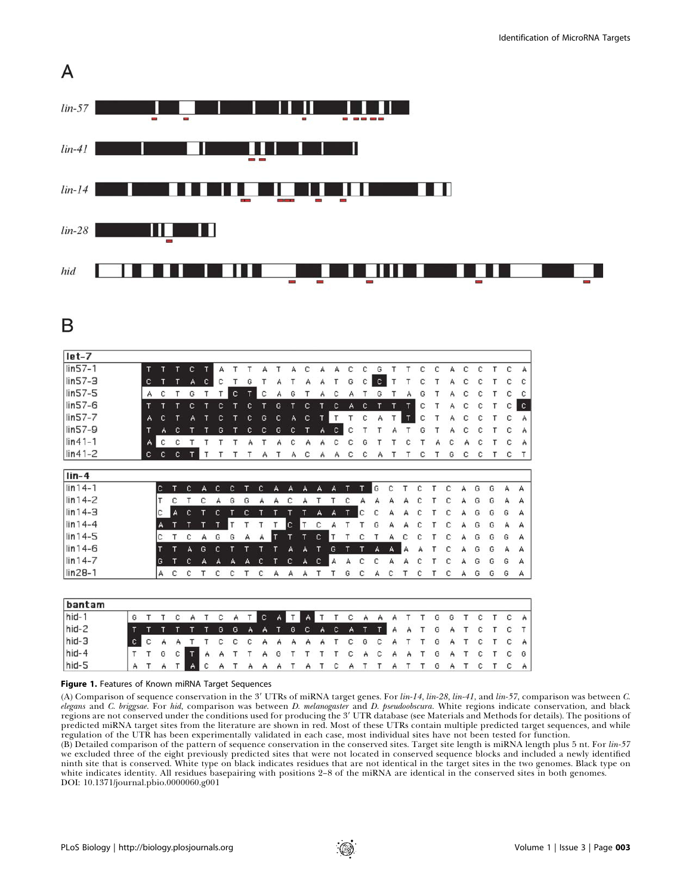**Figure 1.** Features of Known miRNA Target Sequences

(A) Comparison of sequence conservation in the 3′ UTRs of miRNA target genes. For *lin-14*, *lin-28*, *lin-41*, and *lin-57*, comparison was between *C. elegans* and *C. briggsae*. For *hid*, comparison was between *D. melanogaster* and *D. pseudoobscura*. White regions indicate conservation, and black regions are not conserved under the conditions used for producing the 3′ UTR database (see Materials and Methods for details). The positions of predicted miRNA target sites from the literature are shown in red. Most of these UTRs contain multiple predicted target sequences, and while regulation of the UTR has been experimentally validated in each case, most individual sites have not been tested for function.

(B) Detailed comparison of the pattern of sequence conservation in the conserved sites. Target site length is miRNA length plus 5 nt. For *lin-57* we excluded three of the eight previously predicted sites that were not located in conserved sequence blocks and included a newly identified ninth site that is conserved. White type on black indicates residues that are not identical in the target sites in the two genomes. Black type on white indicates identity. All residues basepairing with positions 2–8 of the miRNA are identical in the conserved sites in both genomes.

DOI: 10.1371/journal.pbio.0000060.g001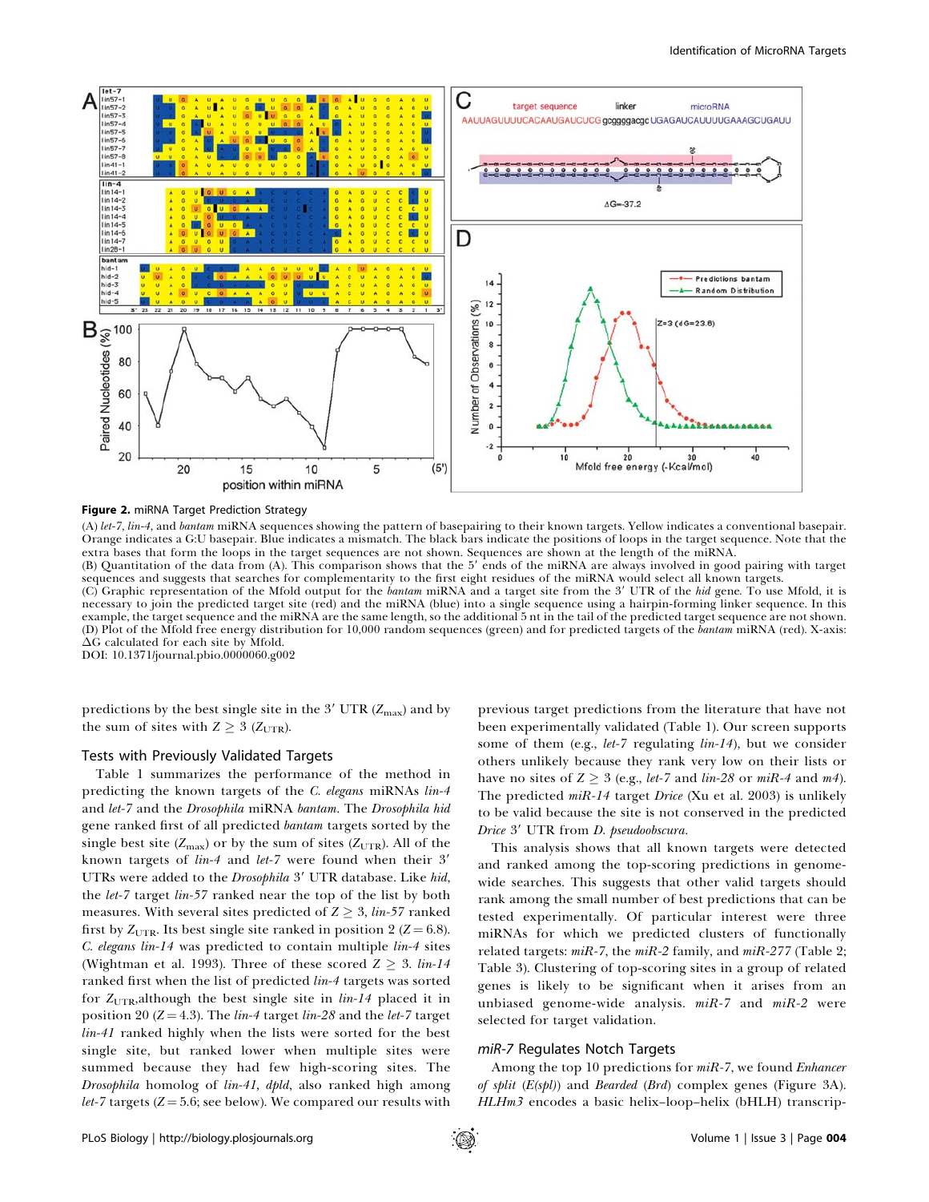**Figure 2.** miRNA Target Prediction Strategy

(A) *let-7*, *lin-4*, and *bantam* miRNA sequences showing the pattern of basepairing to their known targets. Yellow indicates a conventional basepair. Orange indicates a G:U basepair. Blue indicates a mismatch. The black bars indicate the positions of loops in the target sequence. Note that the extra bases that form the loops in the target sequences are not shown. Sequences are shown at the length of the miRNA.

(B) Quantitation of the data from (A). This comparison shows that the 5′ ends of the miRNA are always involved in good pairing with target sequences and suggests that searches for complementarity to the first eight residues of the miRNA would select all known targets.

(C) Graphic representation of the Mfold output for the *bantam* miRNA and a target site from the 3′ UTR of the *hid* gene. To use Mfold, it is necessary to join the predicted target site (red) and the miRNA (blue) into a single sequence using a hairpin-forming linker sequence. In this example, the target sequence and the miRNA are the same length, so the additional 5 nt in the tail of the predicted target sequence are not shown.

(D) Plot of the Mfold free energy distribution for 10,000 random sequences (green) and for predicted targets of the *bantam* miRNA (red). X-axis: ΔG calculated for each site by Mfold.

DOI: 10.1371/journal.pbio.0000060.g002

predictions by the best single site in the 3′ UTR ($Z_{max}$) and by the sum of sites with $Z \geq 3$ ($Z_{UTR}$).

### Tests with Previously Validated Targets

Table 1 summarizes the performance of the method in predicting the known targets of the *C. elegans* miRNAs *lin-4* and *let-7* and the *Drosophila* miRNA *bantam*. The *Drosophila hid* gene ranked first of all predicted *bantam* targets sorted by the single best site ($Z_{max}$) or by the sum of sites ($Z_{UTR}$). All of the known targets of *lin-4* and *let-7* were found when their 3′ UTRs were added to the *Drosophila* 3′ UTR database. Like *hid*, the *let-7* target *lin-57* ranked near the top of the list by both measures. With several sites predicted of $Z \geq 3$, *lin-57* ranked first by $Z_{UTR}$. Its best single site ranked in position 2 ($Z = 6.8$). *C. elegans lin-14* was predicted to contain multiple *lin-4* sites (Wightman et al. 1993). Three of these scored $Z \geq 3$. *lin-14* ranked first when the list of predicted *lin-4* targets was sorted for $Z_{UTR}$,although the best single site in *lin-14* placed it in position 20 ($Z = 4.3$). The *lin-4* target *lin-28* and the *let-7* target *lin-41* ranked highly when the lists were sorted for the best single site, but ranked lower when multiple sites were summed because they had few high-scoring sites. The *Drosophila* homolog of *lin-41*, *dpld*, also ranked high among *let-7* targets ($Z = 5.6$; see below). We compared our results with previous target predictions from the literature that have not been experimentally validated (Table 1). Our screen supports some of them (e.g., *let-7* regulating *lin-14*), but we consider others unlikely because they rank very low on their lists or have no sites of $Z \geq 3$ (e.g., *let-7* and *lin-28* or *miR-4* and *m4*). The predicted *miR-14* target *Drice* (Xu et al. 2003) is unlikely to be valid because the site is not conserved in the predicted *Drice* 3′ UTR from *D. pseudoobscura*.

This analysis shows that all known targets were detected and ranked among the top-scoring predictions in genome-wide searches. This suggests that other valid targets should rank among the small number of best predictions that can be tested experimentally. Of particular interest were three miRNAs for which we predicted clusters of functionally related targets: *miR-7*, the *miR-2* family, and *miR-277* (Table 2; Table 3). Clustering of top-scoring sites in a group of related genes is likely to be significant when it arises from an unbiased genome-wide analysis. *miR-7* and *miR-2* were selected for target validation.

### *miR-7* Regulates Notch Targets

Among the top 10 predictions for *miR-7*, we found *Enhancer of split* (*E(spl)*) and *Bearded* (*Brd*) complex genes (Figure 3A). *HLHm3* encodes a basic helix–loop–helix (bHLH) transcrip-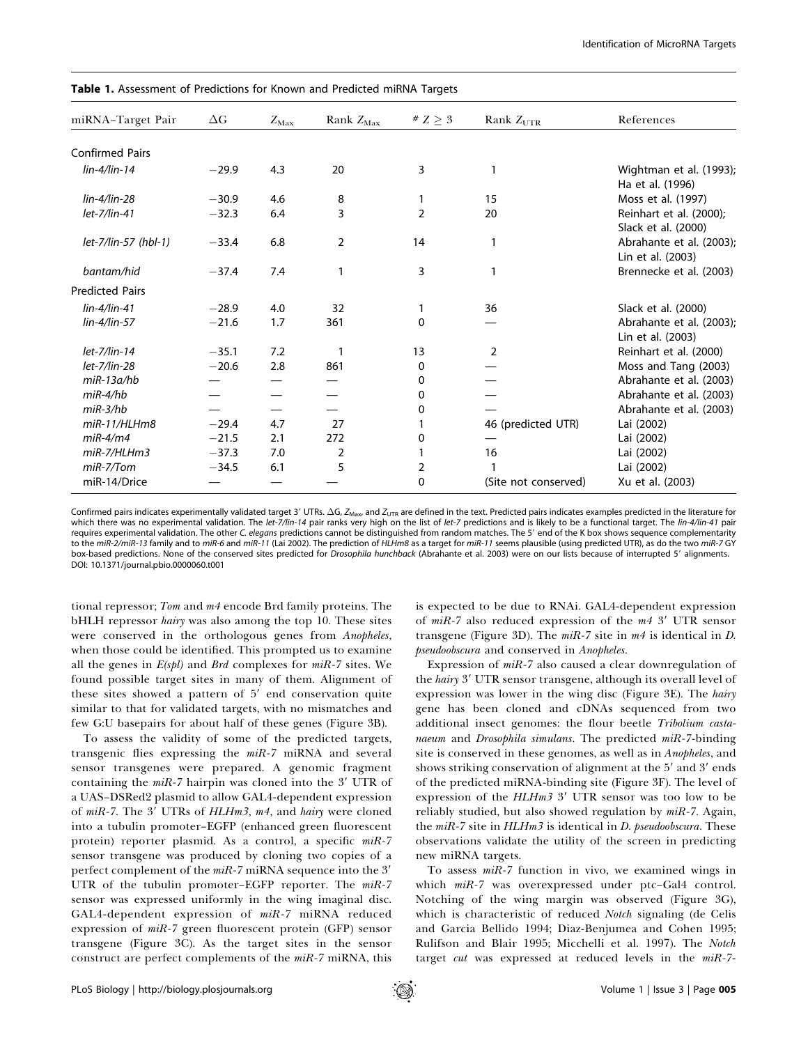**Table 1.** Assessment of Predictions for Known and Predicted miRNA Targets

| miRNA–Target Pair | ΔG | $Z_{Max}$ | Rank $Z_{Max}$ | # $Z \geq 3$ | Rank $Z_{UTR}$ | References |
|---|---|---|---|---|---|---|
| Confirmed Pairs | | | | | | |
| *lin-4/lin-14* | −29.9 | 4.3 | 20 | 3 | 1 | Wightman et al. (1993); Ha et al. (1996) |
| *lin-4/lin-28* | −30.9 | 4.6 | 8 | 1 | 15 | Moss et al. (1997) |
| *let-7/lin-41* | −32.3 | 6.4 | 3 | 2 | 20 | Reinhart et al. (2000); Slack et al. (2000) |
| *let-7/lin-57 (hbl-1)* | −33.4 | 6.8 | 2 | 14 | 1 | Abrahante et al. (2003); Lin et al. (2003) |
| *bantam/hid* | −37.4 | 7.4 | 1 | 3 | 1 | Brennecke et al. (2003) |
| Predicted Pairs | | | | | | |
| *lin-4/lin-41* | −28.9 | 4.0 | 32 | 1 | 36 | Slack et al. (2000) |
| *lin-4/lin-57* | −21.6 | 1.7 | 361 | 0 | — | Abrahante et al. (2003); Lin et al. (2003) |
| *let-7/lin-14* | −35.1 | 7.2 | 1 | 13 | 2 | Reinhart et al. (2000) |
| *let-7/lin-28* | −20.6 | 2.8 | 861 | 0 | — | Moss and Tang (2003) |
| *miR-13a/hb* | — | — | — | 0 | — | Abrahante et al. (2003) |
| *miR-4/hb* | — | — | — | 0 | — | Abrahante et al. (2003) |
| *miR-3/hb* | — | — | — | 0 | — | Abrahante et al. (2003) |
| *miR-11/HLHm8* | −29.4 | 4.7 | 27 | 1 | 46 (predicted UTR) | Lai (2002) |
| *miR-4/m4* | −21.5 | 2.1 | 272 | 0 | — | Lai (2002) |
| *miR-7/HLHm3* | −37.3 | 7.0 | 2 | 1 | 16 | Lai (2002) |
| *miR-7/Tom* | −34.5 | 6.1 | 5 | 2 | 1 | Lai (2002) |
| miR-14/Drice | — | — | — | 0 | (Site not conserved) | Xu et al. (2003) |

Confirmed pairs indicates experimentally validated target 3′ UTRs. ΔG, $Z_{Max}$, and $Z_{UTR}$ are defined in the text. Predicted pairs indicates examples predicted in the literature for which there was no experimental validation. The *let-7/lin-14* pair ranks very high on the list of *let-7* predictions and is likely to be a functional target. The *lin-4/lin-41* pair requires experimental validation. The other *C. elegans* predictions cannot be distinguished from random matches. The 5′ end of the K box shows sequence complementarity to the *miR-2/miR-13* family and to *miR-6* and *miR-11* (Lai 2002). The prediction of *HLHm8* as a target for *miR-11* seems plausible (using predicted UTR), as do the two *miR-7* GY box-based predictions. None of the conserved sites predicted for *Drosophila hunchback* (Abrahante et al. 2003) were on our lists because of interrupted 5′ alignments.
DOI: 10.1371/journal.pbio.0000060.t001

tional repressor; *Tom* and *m4* encode Brd family proteins. The bHLH repressor *hairy* was also among the top 10. These sites were conserved in the orthologous genes from *Anopheles*, when those could be identified. This prompted us to examine all the genes in *E(spl)* and *Brd* complexes for *miR-7* sites. We found possible target sites in many of them. Alignment of these sites showed a pattern of 5′ end conservation quite similar to that for validated targets, with no mismatches and few G:U basepairs for about half of these genes (Figure 3B).

To assess the validity of some of the predicted targets, transgenic flies expressing the *miR-7* miRNA and several sensor transgenes were prepared. A genomic fragment containing the *miR-7* hairpin was cloned into the 3′ UTR of a UAS–DSRed2 plasmid to allow GAL4-dependent expression of *miR-7*. The 3′ UTRs of *HLHm3*, *m4*, and *hairy* were cloned into a tubulin promoter–EGFP (enhanced green fluorescent protein) reporter plasmid. As a control, a specific *miR-7* sensor transgene was produced by cloning two copies of a perfect complement of the *miR-7* miRNA sequence into the 3′ UTR of the tubulin promoter–EGFP reporter. The *miR-7* sensor was expressed uniformly in the wing imaginal disc. GAL4-dependent expression of *miR-7* miRNA reduced expression of *miR-7* green fluorescent protein (GFP) sensor transgene (Figure 3C). As the target sites in the sensor construct are perfect complements of the *miR-7* miRNA, this is expected to be due to RNAi. GAL4-dependent expression of *miR-7* also reduced expression of the *m4* 3′ UTR sensor transgene (Figure 3D). The *miR-7* site in *m4* is identical in *D. pseudoobscura* and conserved in *Anopheles*.

Expression of *miR-7* also caused a clear downregulation of the *hairy* 3′ UTR sensor transgene, although its overall level of expression was lower in the wing disc (Figure 3E). The *hairy* gene has been cloned and cDNAs sequenced from two additional insect genomes: the flour beetle *Tribolium castaneum* and *Drosophila simulans*. The predicted *miR-7*-binding site is conserved in these genomes, as well as in *Anopheles*, and shows striking conservation of alignment at the 5′ and 3′ ends of the predicted miRNA-binding site (Figure 3F). The level of expression of the *HLHm3* 3′ UTR sensor was too low to be reliably studied, but also showed regulation by *miR-7*. Again, the *miR-7* site in *HLHm3* is identical in *D. pseudoobscura*. These observations validate the utility of the screen in predicting new miRNA targets.

To assess *miR-7* function in vivo, we examined wings in which *miR-7* was overexpressed under ptc–Gal4 control. Notching of the wing margin was observed (Figure 3G), which is characteristic of reduced *Notch* signaling (de Celis and Garcia Bellido 1994; Diaz-Benjumea and Cohen 1995; Rulifson and Blair 1995; Micchelli et al. 1997). The *Notch* target *cut* was expressed at reduced levels in the *miR-7*-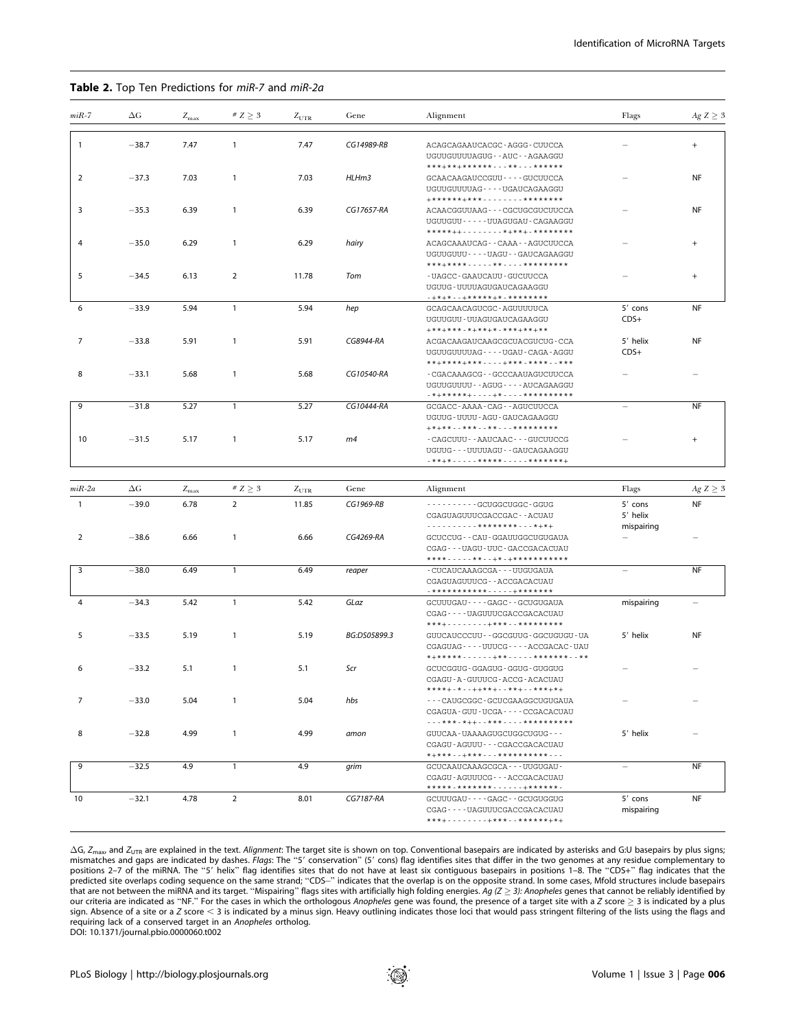**Table 2.** Top Ten Predictions for *miR-7* and *miR-2a*

| *miR-7* | ΔG | $Z_{max}$ | # Z ≥ 3 | $Z_{UTR}$ | Gene | Alignment | Flags | *Ag Z* ≥ 3 |
|---|---|---|---|---|---|---|---|---|
| 1 | −38.7 | 7.47 | 1 | 7.47 | *CG14989-RB* | ACAGCAGAAUCACGC-AGGG-CUUCCA<br>UGUUGUUUUAGUG--AUC--AGAAGGU<br>****+*+******---**---****** | – | + |
| 2 | −37.3 | 7.03 | 1 | 7.03 | *HLHm3* | GCAACAAGAUCCGUU----GUCUUCCA<br>UGUUGUUUUAG----UGAUCAGAAGGU<br>+******+***--------******** | – | NF |
| 3 | −35.3 | 6.39 | 1 | 6.39 | *CG17657-RA* | ACAACGGUUAAG---CGCUGCGUCUUCCA<br>UGUUGUU-----UUAGUGAU-CAGAAGGU<br>*****++--------*+**+-******** | – | NF |
| 4 | −35.0 | 6.29 | 1 | 6.29 | *hairy* | ACAGCAAAUCAG--CAAA--AGUCUUCCA<br>UGUUGUUU----UAGU--GAUCAGAAGGU<br>***+****-----**----********* | – | + |
| 5 | −34.5 | 6.13 | 2 | 11.78 | *Tom* | -UAGCC-GAAUCAUU-GUCUUCCA<br>UGUUG-UUUUAGUGAUCAGAAGGU<br>-+*+*--+*****+*-******** | – | + |
| 6 | −33.9 | 5.94 | 1 | 5.94 | *hep* | GCAGCAACAGUCGC-AGUUUUUCA<br>UGUUGUU-UUAGUGAUCAGAAGGU<br>+***+***-*+**+*-***+**+** | 5′ cons<br>CDS+ | NF |
| 7 | −33.8 | 5.91 | 1 | 5.91 | *CG8944-RA* | ACGACAAGAUCAAGCGCUACGUCUG-CCA<br>UGUUGUUUUAG----UGAU-CAGA-AGGU<br>**+*****+***----+***-****--*** | 5′ helix<br>CDS+ | NF |
| 8 | −33.1 | 5.68 | 1 | 5.68 | *CG10540-RA* | -CGACAAAGCG--GCCCAAUAGUCUUCCA<br>UGUUGUUUU--AGUG----AUCAGAAGGU<br>-*+*****+----+*----********** | – | – |
| 9 | −31.8 | 5.27 | 1 | 5.27 | *CG10444-RA* | GCGACC-AAAA-CAG--AGUCUUCCA<br>UGUUG-UUUU-AGU-GAUCAGAAGGU<br>+*+**--***--**---********* | – | NF |
| 10 | −31.5 | 5.17 | 1 | 5.17 | *m4* | -CAGCUUU--AAUCAAC---GUCUUCCG<br>UGUUG---UUUUAGU--GAUCAGAAGGU<br>-**+*-----*****-----*******+ | – | + |

| *miR-2a* | ΔG | $Z_{max}$ | # Z ≥ 3 | $Z_{UTR}$ | Gene | Alignment | Flags | *Ag Z* ≥ 3 |
|---|---|---|---|---|---|---|---|---|
| 1 | −39.0 | 6.78 | 2 | 11.85 | *CG1969-RB* | ----------GCUGGCUGGC-GGUG<br>CGAGUAGUUUCGACCGAC--ACUAU<br>----------********---*+*+ | 5′ cons<br>5′ helix<br>mispairing | NF |
| 2 | −38.6 | 6.66 | 1 | 6.66 | *CG4269-RA* | GCUCCUG--CAU-GGAUUGGCUGUGAUA<br>CGAG---UAGU-UUC-GACCGACACUAU<br>****-----**--+*-+*********** | – | – |
| 3 | −38.0 | 6.49 | 1 | 6.49 | *reaper* | -CUCAUCAAAGCGA---UUGUGAUA<br>CGAGUAGUUUCG--ACCGACACUAU<br>-***********-----+******* | – | NF |
| 4 | −34.3 | 5.42 | 1 | 5.42 | *GLaz* | GCUUUGAU----GAGC--GCUGUGAUA<br>CGAG----UAGUUUCGACCGACACUAU<br>***+--------+***--********* | mispairing | – |
| 5 | −33.5 | 5.19 | 1 | 5.19 | *BG:DS05899.3* | GUUCAUCCCUU--GGCGUUG-GGCUGUGU-UA<br>CGAGUAG----UUUCG----ACCGACAC-UAU<br>*+*****------+**-----*******--** | 5′ helix | NF |
| 6 | −33.2 | 5.1 | 1 | 5.1 | *Scr* | GCUCGGUG-GGAGUG-GGUG-GUGGUG<br>CGAGU-A-GUUUCG-ACCG-ACACUAU<br>****+-*--++**+--**+--***+*+ | – | – |
| 7 | −33.0 | 5.04 | 1 | 5.04 | *hbs* | ---CAUGCGGC-GCUCGAAGGCUGUGAUA<br>CGAGUA-GUU-UCGA----CCGACACUAU<br>---***-*++--***----********** | – | – |
| 8 | −32.8 | 4.99 | 1 | 4.99 | *amon* | GUUCAA-UAAAAGUGCUGGCUGUG---<br>CGAGU-AGUUU---CGACCGACACUAU<br>*+***--+***---**********--- | 5′ helix | – |
| 9 | −32.5 | 4.9 | 1 | 4.9 | *grim* | GCUCAAUCAAAGCGCA---UUGUGAU-<br>CGAGU-AGUUUCG---ACCGACACUAU<br>*****-*******------+******- | – | NF |
| 10 | −32.1 | 4.78 | 2 | 8.01 | *CG7187-RA* | GCUUUGAU----GAGC--GCUGUGGUG<br>CGAG----UAGUUUCGACCGACACUAU<br>***+--------+***--*******+*+ | 5′ cons<br>mispairing | NF |

ΔG, $Z_{max}$, and $Z_{UTR}$ are explained in the text. *Alignment*: The target site is shown on top. Conventional basepairs are indicated by asterisks and G:U basepairs by plus signs; mismatches and gaps are indicated by dashes. *Flags*: The "5′ conservation" (5′ cons) flag identifies sites that differ in the two genomes at any residue complementary to positions 2–7 of the miRNA. The "5′ helix" flag identifies sites that do not have at least six contiguous basepairs in positions 1–8. The "CDS+" flag indicates that the predicted site overlaps coding sequence on the same strand; "CDS–" indicates that the overlap is on the opposite strand. In some cases, Mfold structures include basepairs that are not between the miRNA and its target. "Mispairing" flags sites with artificially high folding energies. *Ag (Z* ≥ *3): Anopheles* genes that cannot be reliably identified by our criteria are indicated as "NF." For the cases in which the orthologous *Anopheles* gene was found, the presence of a target site with a *Z* score ≥ 3 is indicated by a plus sign. Absence of a site or a *Z* score < 3 is indicated by a minus sign. Heavy outlining indicates those loci that would pass stringent filtering of the lists using the flags and requiring lack of a conserved target in an *Anopheles* ortholog.
DOI: 10.1371/journal.pbio.0000060.t002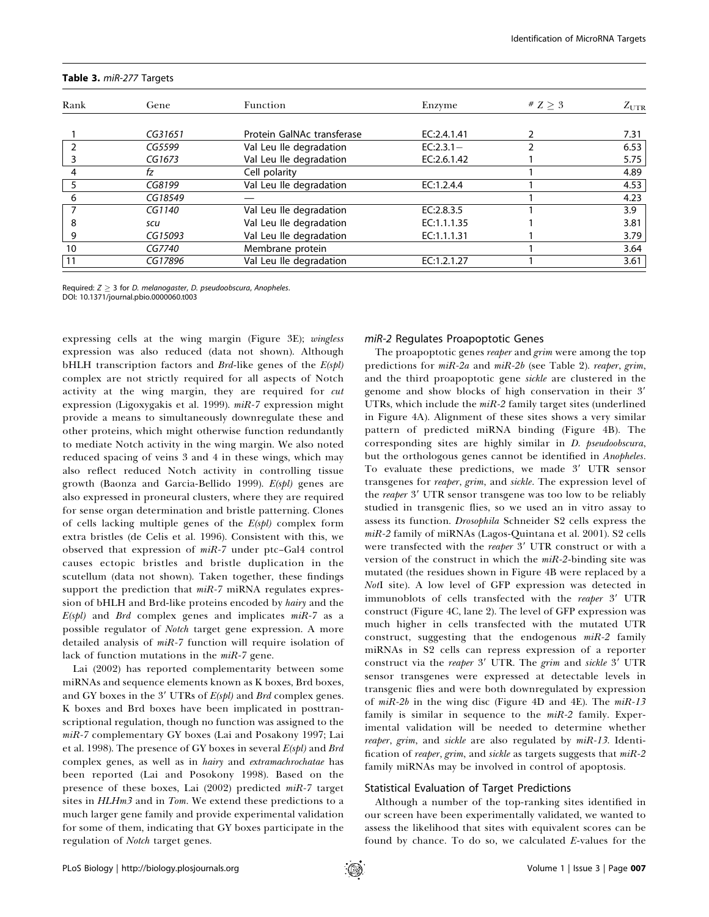**Table 3.** *miR-277* Targets

| Rank | Gene | Function | Enzyme | # $Z \geq 3$ | $Z_{UTR}$ |
|---|---|---|---|---|---|
| 1 | *CG31651* | Protein GalNAc transferase | EC:2.4.1.41 | 2 | 7.31 |
| 2 | *CG5599* | Val Leu Ile degradation | EC:2.3.1− | 2 | 6.53 |
| 3 | *CG1673* | Val Leu Ile degradation | EC:2.6.1.42 | 1 | 5.75 |
| 4 | *fz* | Cell polarity | | 1 | 4.89 |
| 5 | *CG8199* | Val Leu Ile degradation | EC:1.2.4.4 | 1 | 4.53 |
| 6 | *CG18549* | — | | 1 | 4.23 |
| 7 | *CG1140* | Val Leu Ile degradation | EC:2.8.3.5 | 1 | 3.9 |
| 8 | *scu* | Val Leu Ile degradation | EC:1.1.1.35 | 1 | 3.81 |
| 9 | *CG15093* | Val Leu Ile degradation | EC:1.1.1.31 | 1 | 3.79 |
| 10 | *CG7740* | Membrane protein | | 1 | 3.64 |
| 11 | *CG17896* | Val Leu Ile degradation | EC:1.2.1.27 | 1 | 3.61 |

Required: $Z \geq 3$ for *D. melanogaster*, *D. pseudoobscura*, *Anopheles*.
DOI: 10.1371/journal.pbio.0000060.t003

expressing cells at the wing margin (Figure 3E); *wingless* expression was also reduced (data not shown). Although bHLH transcription factors and *Brd*-like genes of the *E(spl)* complex are not strictly required for all aspects of Notch activity at the wing margin, they are required for *cut* expression (Ligoxygakis et al. 1999). *miR-7* expression might provide a means to simultaneously downregulate these and other proteins, which might otherwise function redundantly to mediate Notch activity in the wing margin. We also noted reduced spacing of veins 3 and 4 in these wings, which may also reflect reduced Notch activity in controlling tissue growth (Baonza and Garcia-Bellido 1999). *E(spl)* genes are also expressed in proneural clusters, where they are required for sense organ determination and bristle patterning. Clones of cells lacking multiple genes of the *E(spl)* complex form extra bristles (de Celis et al. 1996). Consistent with this, we observed that expression of *miR-7* under ptc–Gal4 control causes ectopic bristles and bristle duplication in the scutellum (data not shown). Taken together, these findings support the prediction that *miR-7* miRNA regulates expression of bHLH and Brd-like proteins encoded by *hairy* and the *E(spl)* and *Brd* complex genes and implicates *miR-7* as a possible regulator of *Notch* target gene expression. A more detailed analysis of *miR-7* function will require isolation of lack of function mutations in the *miR-7* gene.

Lai (2002) has reported complementarity between some miRNAs and sequence elements known as K boxes, Brd boxes, and GY boxes in the 3′ UTRs of *E(spl)* and *Brd* complex genes. K boxes and Brd boxes have been implicated in posttranscriptional regulation, though no function was assigned to the *miR-7* complementary GY boxes (Lai and Posakony 1997; Lai et al. 1998). The presence of GY boxes in several *E(spl)* and *Brd* complex genes, as well as in *hairy* and *extramachrochatae* has been reported (Lai and Posokony 1998). Based on the presence of these boxes, Lai (2002) predicted *miR-7* target sites in *HLHm3* and in *Tom*. We extend these predictions to a much larger gene family and provide experimental validation for some of them, indicating that GY boxes participate in the regulation of *Notch* target genes.

### *miR-2* Regulates Proapoptotic Genes

The proapoptotic genes *reaper* and *grim* were among the top predictions for *miR-2a* and *miR-2b* (see Table 2). *reaper*, *grim*, and the third proapoptotic gene *sickle* are clustered in the genome and show blocks of high conservation in their 3′ UTRs, which include the *miR-2* family target sites (underlined in Figure 4A). Alignment of these sites shows a very similar pattern of predicted miRNA binding (Figure 4B). The corresponding sites are highly similar in *D. pseudoobscura*, but the orthologous genes cannot be identified in *Anopheles*. To evaluate these predictions, we made 3′ UTR sensor transgenes for *reaper*, *grim*, and *sickle*. The expression level of the *reaper* 3′ UTR sensor transgene was too low to be reliably studied in transgenic flies, so we used an in vitro assay to assess its function. *Drosophila* Schneider S2 cells express the *miR-2* family of miRNAs (Lagos-Quintana et al. 2001). S2 cells were transfected with the *reaper* 3′ UTR construct or with a version of the construct in which the *miR-2*-binding site was mutated (the residues shown in Figure 4B were replaced by a *Not*I site). A low level of GFP expression was detected in immunoblots of cells transfected with the *reaper* 3′ UTR construct (Figure 4C, lane 2). The level of GFP expression was much higher in cells transfected with the mutated UTR construct, suggesting that the endogenous *miR-2* family miRNAs in S2 cells can repress expression of a reporter construct via the *reaper* 3′ UTR. The *grim* and *sickle* 3′ UTR sensor transgenes were expressed at detectable levels in transgenic flies and were both downregulated by expression of *miR-2b* in the wing disc (Figure 4D and 4E). The *miR-13* family is similar in sequence to the *miR-2* family. Experimental validation will be needed to determine whether *reaper*, *grim*, and *sickle* are also regulated by *miR-13*. Identification of *reaper*, *grim*, and *sickle* as targets suggests that *miR-2* family miRNAs may be involved in control of apoptosis.

### Statistical Evaluation of Target Predictions

Although a number of the top-ranking sites identified in our screen have been experimentally validated, we wanted to assess the likelihood that sites with equivalent scores can be found by chance. To do so, we calculated *E*-values for the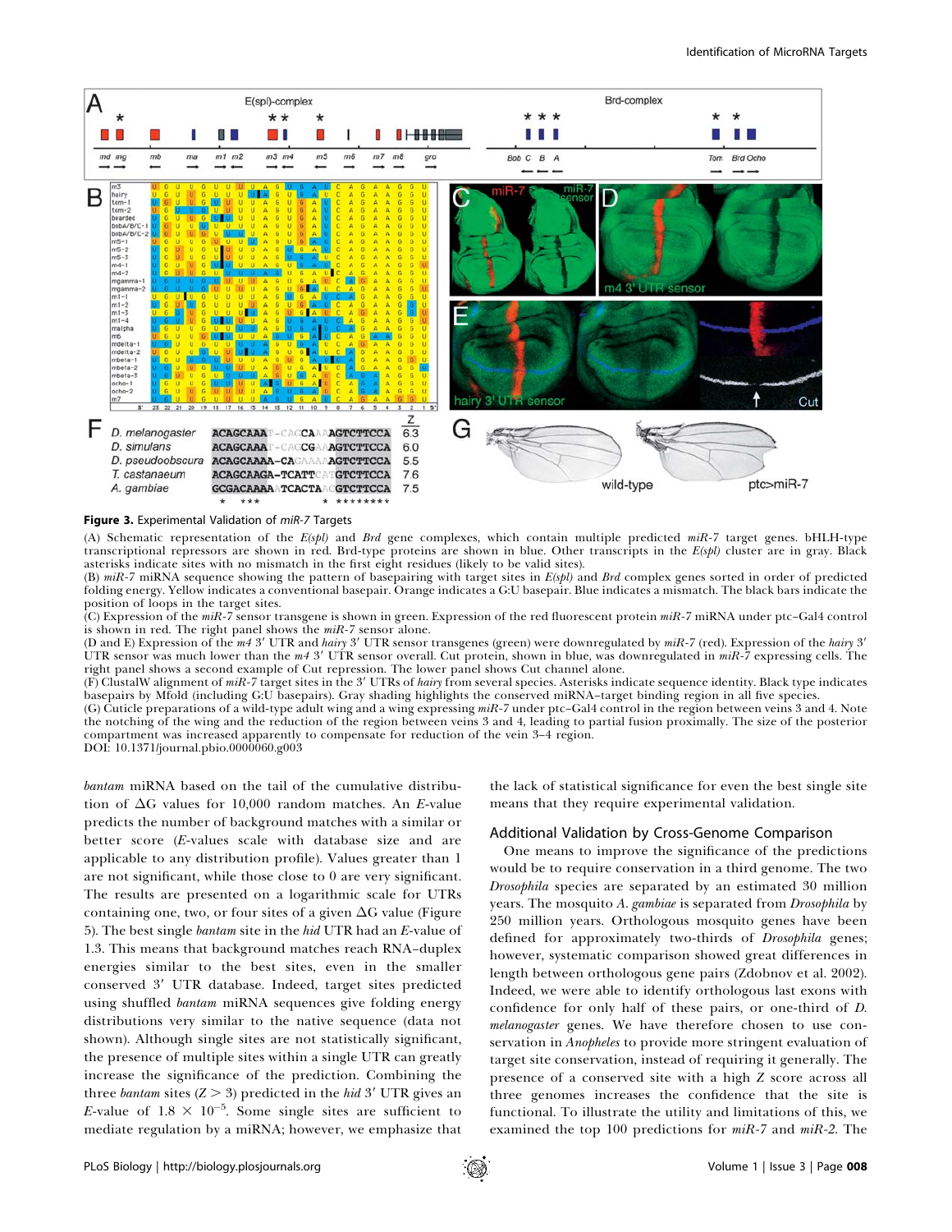**Figure 3.** Experimental Validation of *miR-7* Targets

(A) Schematic representation of the *E(spl)* and *Brd* gene complexes, which contain multiple predicted *miR-7* target genes. bHLH-type transcriptional repressors are shown in red. Brd-type proteins are shown in blue. Other transcripts in the *E(spl)* cluster are in gray. Black asterisks indicate sites with no mismatch in the first eight residues (likely to be valid sites).

(B) *miR-7* miRNA sequence showing the pattern of basepairing with target sites in *E(spl)* and *Brd* complex genes sorted in order of predicted folding energy. Yellow indicates a conventional basepair. Orange indicates a G:U basepair. Blue indicates a mismatch. The black bars indicate the position of loops in the target sites.

(C) Expression of the *miR-7* sensor transgene is shown in green. Expression of the red fluorescent protein *miR-7* miRNA under ptc–Gal4 control is shown in red. The right panel shows the *miR-7* sensor alone.

(D and E) Expression of the *m4* 3′ UTR and *hairy* 3′ UTR sensor transgenes (green) were downregulated by *miR-7* (red). Expression of the *hairy* 3′ UTR sensor was much lower than the *m4* 3′ UTR sensor overall. Cut protein, shown in blue, was downregulated in *miR-7* expressing cells. The right panel shows a second example of Cut repression. The lower panel shows Cut channel alone.

(F) ClustalW alignment of *miR-7* target sites in the 3′ UTRs of *hairy* from several species. Asterisks indicate sequence identity. Black type indicates basepairs by Mfold (including G:U basepairs). Gray shading highlights the conserved miRNA–target binding region in all five species.

(G) Cuticle preparations of a wild-type adult wing and a wing expressing *miR-7* under ptc–Gal4 control in the region between veins 3 and 4. Note the notching of the wing and the reduction of the region between veins 3 and 4, leading to partial fusion proximally. The size of the posterior compartment was increased apparently to compensate for reduction of the vein 3–4 region.

DOI: 10.1371/journal.pbio.0000060.g003

*bantam* miRNA based on the tail of the cumulative distribution of ΔG values for 10,000 random matches. An *E*-value predicts the number of background matches with a similar or better score (*E*-values scale with database size and are applicable to any distribution profile). Values greater than 1 are not significant, while those close to 0 are very significant. The results are presented on a logarithmic scale for UTRs containing one, two, or four sites of a given ΔG value (Figure 5). The best single *bantam* site in the *hid* UTR had an *E*-value of 1.3. This means that background matches reach RNA–duplex energies similar to the best sites, even in the smaller conserved 3′ UTR database. Indeed, target sites predicted using shuffled *bantam* miRNA sequences give folding energy distributions very similar to the native sequence (data not shown). Although single sites are not statistically significant, the presence of multiple sites within a single UTR can greatly increase the significance of the prediction. Combining the three *bantam* sites ($Z > 3$) predicted in the *hid* 3′ UTR gives an *E*-value of $1.8 \times 10^{-5}$. Some single sites are sufficient to mediate regulation by a miRNA; however, we emphasize that the lack of statistical significance for even the best single site means that they require experimental validation.

## Additional Validation by Cross-Genome Comparison

One means to improve the significance of the predictions would be to require conservation in a third genome. The two *Drosophila* species are separated by an estimated 30 million years. The mosquito *A. gambiae* is separated from *Drosophila* by 250 million years. Orthologous mosquito genes have been defined for approximately two-thirds of *Drosophila* genes; however, systematic comparison showed great differences in length between orthologous gene pairs (Zdobnov et al. 2002). Indeed, we were able to identify orthologous last exons with confidence for only half of these pairs, or one-third of *D. melanogaster* genes. We have therefore chosen to use conservation in *Anopheles* to provide more stringent evaluation of target site conservation, instead of requiring it generally. The presence of a conserved site with a high *Z* score across all three genomes increases the confidence that the site is functional. To illustrate the utility and limitations of this, we examined the top 100 predictions for *miR-7* and *miR-2*. The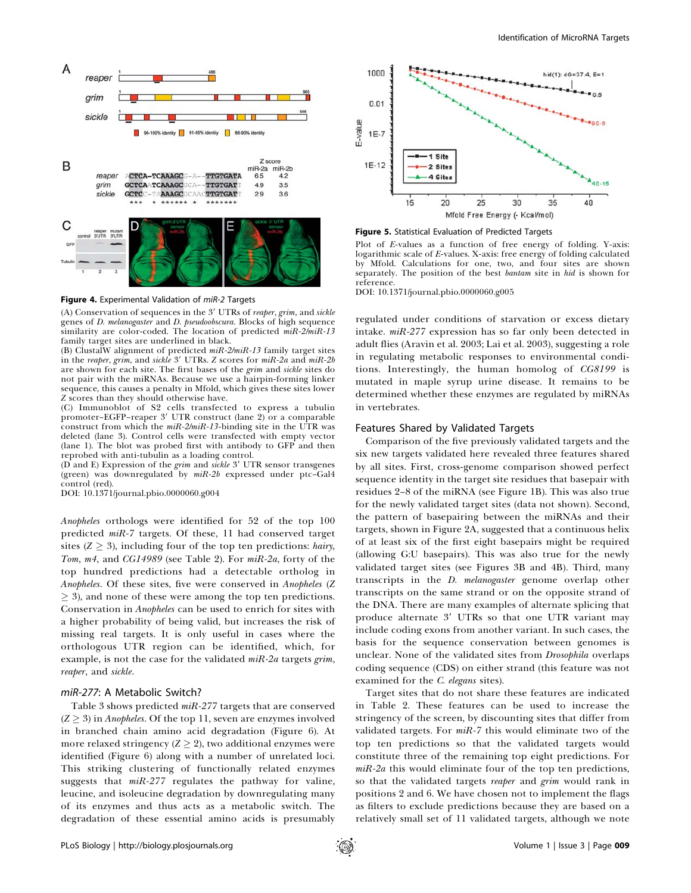**Figure 4.** Experimental Validation of *miR-2* Targets

(A) Conservation of sequences in the 3′ UTRs of *reaper*, *grim*, and *sickle* genes of *D. melanogaster* and *D. pseudoobscura*. Blocks of high sequence similarity are color-coded. The location of predicted *miR-2/miR-13* family target sites are underlined in black.

(B) ClustalW alignment of predicted *miR-2/miR-13* family target sites in the *reaper*, *grim*, and *sickle* 3′ UTRs. Z scores for *miR-2a* and *miR-2b* are shown for each site. The first bases of the *grim* and *sickle* sites do not pair with the miRNAs. Because we use a hairpin-forming linker sequence, this causes a penalty in Mfold, which gives these sites lower Z scores than they should otherwise have.

(C) Immunoblot of S2 cells transfected to express a tubulin promoter–EGFP–reaper 3′ UTR construct (lane 2) or a comparable construct from which the *miR-2/miR-13*-binding site in the UTR was deleted (lane 3). Control cells were transfected with empty vector (lane 1). The blot was probed first with antibody to GFP and then reprobed with anti-tubulin as a loading control.

(D and E) Expression of the *grim* and *sickle* 3′ UTR sensor transgenes (green) was downregulated by *miR-2b* expressed under ptc–Gal4 control (red).

DOI: 10.1371/journal.pbio.0000060.g004

**Figure 5.** Statistical Evaluation of Predicted Targets

Plot of *E*-values as a function of free energy of folding. Y-axis: logarithmic scale of *E*-values. X-axis: free energy of folding calculated by Mfold. Calculations for one, two, and four sites are shown separately. The position of the best *bantam* site in *hid* is shown for reference.

DOI: 10.1371/journal.pbio.0000060.g005

*Anopheles* orthologs were identified for 52 of the top 100 predicted *miR-7* targets. Of these, 11 had conserved target sites ($Z \geq 3$), including four of the top ten predictions: *hairy*, *Tom*, *m4*, and *CG14989* (see Table 2). For *miR-2a*, forty of the top hundred predictions had a detectable ortholog in *Anopheles*. Of these sites, five were conserved in *Anopheles* ($Z \geq 3$), and none of these were among the top ten predictions. Conservation in *Anopheles* can be used to enrich for sites with a higher probability of being valid, but increases the risk of missing real targets. It is only useful in cases where the orthologous UTR region can be identified, which, for example, is not the case for the validated *miR-2a* targets *grim*, *reaper*, and *sickle*.

### *miR-277*: A Metabolic Switch?

Table 3 shows predicted *miR-277* targets that are conserved ($Z \geq 3$) in *Anopheles*. Of the top 11, seven are enzymes involved in branched chain amino acid degradation (Figure 6). At more relaxed stringency ($Z \geq 2$), two additional enzymes were identified (Figure 6) along with a number of unrelated loci. This striking clustering of functionally related enzymes suggests that *miR-277* regulates the pathway for valine, leucine, and isoleucine degradation by downregulating many of its enzymes and thus acts as a metabolic switch. The degradation of these essential amino acids is presumably regulated under conditions of starvation or excess dietary intake. *miR-277* expression has so far only been detected in adult flies (Aravin et al. 2003; Lai et al. 2003), suggesting a role in regulating metabolic responses to environmental conditions. Interestingly, the human homolog of *CG8199* is mutated in maple syrup urine disease. It remains to be determined whether these enzymes are regulated by miRNAs in vertebrates.

### Features Shared by Validated Targets

Comparison of the five previously validated targets and the six new targets validated here revealed three features shared by all sites. First, cross-genome comparison showed perfect sequence identity in the target site residues that basepair with residues 2–8 of the miRNA (see Figure 1B). This was also true for the newly validated target sites (data not shown). Second, the pattern of basepairing between the miRNAs and their targets, shown in Figure 2A, suggested that a continuous helix of at least six of the first eight basepairs might be required (allowing G:U basepairs). This was also true for the newly validated target sites (see Figures 3B and 4B). Third, many transcripts in the *D. melanogaster* genome overlap other transcripts on the same strand or on the opposite strand of the DNA. There are many examples of alternate splicing that produce alternate 3′ UTRs so that one UTR variant may include coding exons from another variant. In such cases, the basis for the sequence conservation between genomes is unclear. None of the validated sites from *Drosophila* overlaps coding sequence (CDS) on either strand (this feature was not examined for the *C. elegans* sites).

Target sites that do not share these features are indicated in Table 2. These features can be used to increase the stringency of the screen, by discounting sites that differ from validated targets. For *miR-7* this would eliminate two of the top ten predictions so that the validated targets would constitute three of the remaining top eight predictions. For *miR-2a* this would eliminate four of the top ten predictions, so that the validated targets *reaper* and *grim* would rank in positions 2 and 6. We have chosen not to implement the flags as filters to exclude predictions because they are based on a relatively small set of 11 validated targets, although we note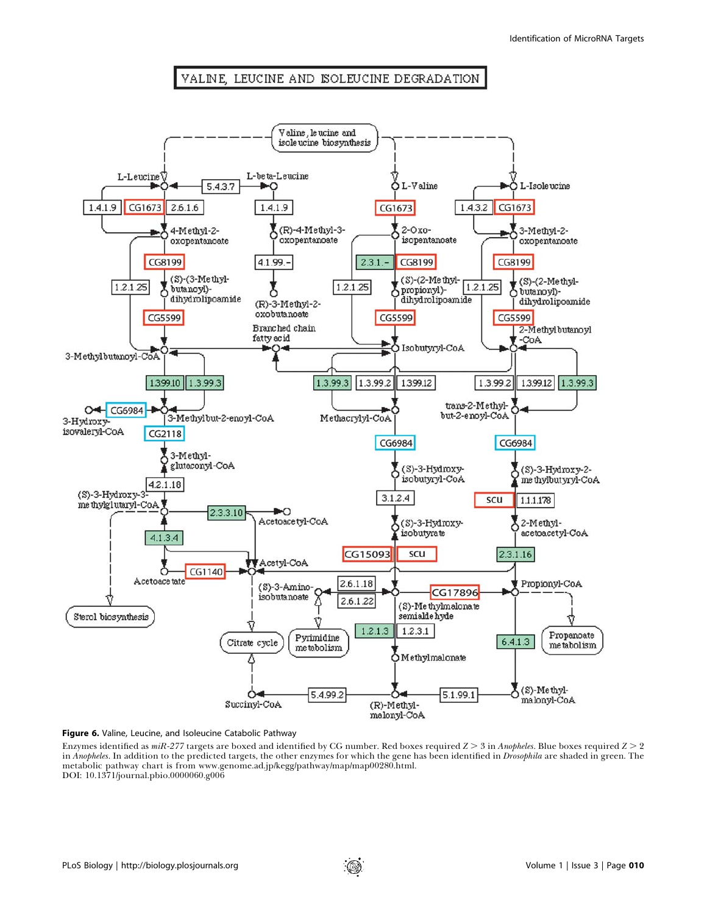**Figure 6.** Valine, Leucine, and Isoleucine Catabolic Pathway

Enzymes identified as *miR-277* targets are boxed and identified by CG number. Red boxes required $Z > 3$ in *Anopheles*. Blue boxes required $Z > 2$ in *Anopheles*. In addition to the predicted targets, the other enzymes for which the gene has been identified in *Drosophila* are shaded in green. The metabolic pathway chart is from www.genome.ad.jp/kegg/pathway/map/map00280.html.
DOI: 10.1371/journal.pbio.0000060.g006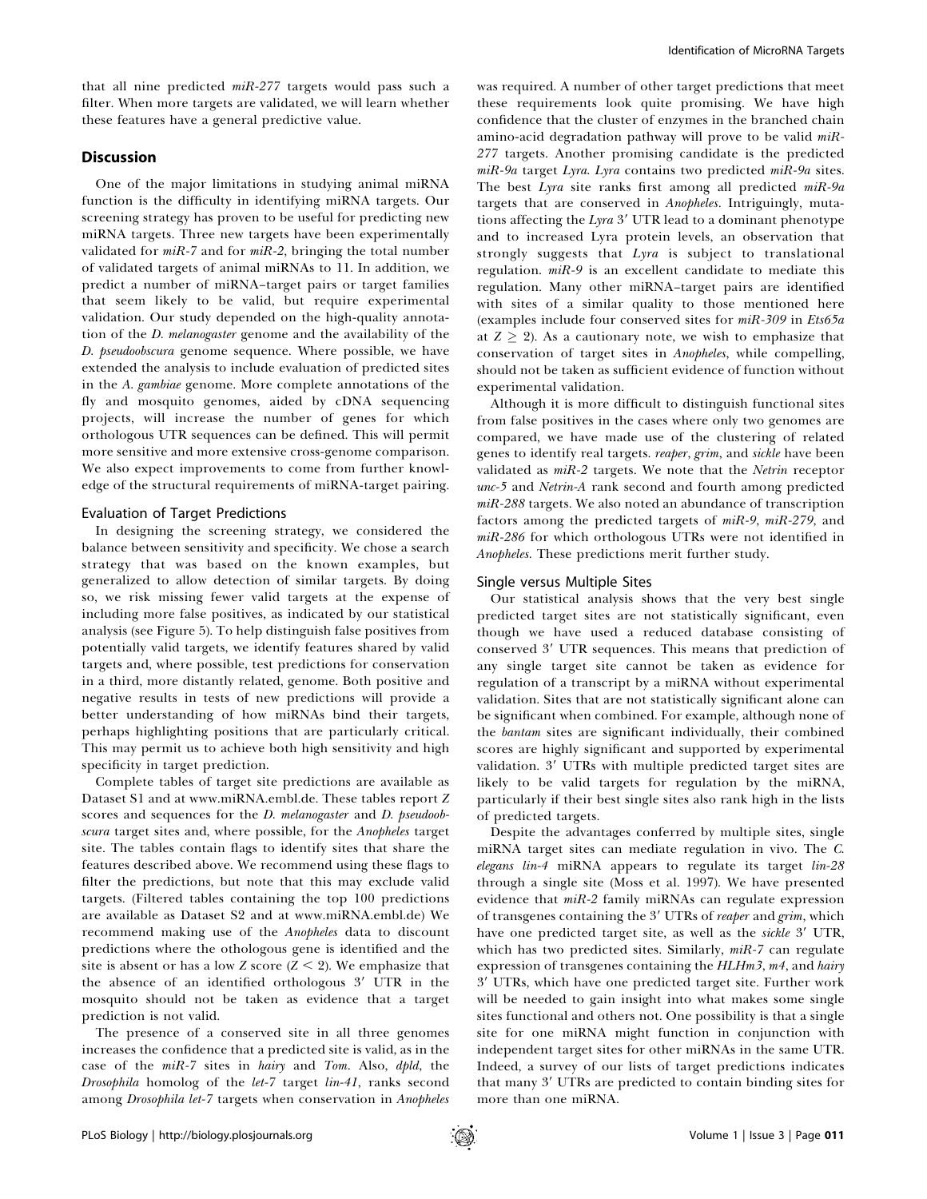that all nine predicted *miR-277* targets would pass such a filter. When more targets are validated, we will learn whether these features have a general predictive value.

## Discussion

One of the major limitations in studying animal miRNA function is the difficulty in identifying miRNA targets. Our screening strategy has proven to be useful for predicting new miRNA targets. Three new targets have been experimentally validated for *miR-7* and for *miR-2*, bringing the total number of validated targets of animal miRNAs to 11. In addition, we predict a number of miRNA–target pairs or target families that seem likely to be valid, but require experimental validation. Our study depended on the high-quality annotation of the *D. melanogaster* genome and the availability of the *D. pseudoobscura* genome sequence. Where possible, we have extended the analysis to include evaluation of predicted sites in the *A. gambiae* genome. More complete annotations of the fly and mosquito genomes, aided by cDNA sequencing projects, will increase the number of genes for which orthologous UTR sequences can be defined. This will permit more sensitive and more extensive cross-genome comparison. We also expect improvements to come from further knowledge of the structural requirements of miRNA-target pairing.

### Evaluation of Target Predictions

In designing the screening strategy, we considered the balance between sensitivity and specificity. We chose a search strategy that was based on the known examples, but generalized to allow detection of similar targets. By doing so, we risk missing fewer valid targets at the expense of including more false positives, as indicated by our statistical analysis (see Figure 5). To help distinguish false positives from potentially valid targets, we identify features shared by valid targets and, where possible, test predictions for conservation in a third, more distantly related, genome. Both positive and negative results in tests of new predictions will provide a better understanding of how miRNAs bind their targets, perhaps highlighting positions that are particularly critical. This may permit us to achieve both high sensitivity and high specificity in target prediction.

Complete tables of target site predictions are available as Dataset S1 and at www.miRNA.embl.de. These tables report Z scores and sequences for the *D. melanogaster* and *D. pseudoobscura* target sites and, where possible, for the *Anopheles* target site. The tables contain flags to identify sites that share the features described above. We recommend using these flags to filter the predictions, but note that this may exclude valid targets. (Filtered tables containing the top 100 predictions are available as Dataset S2 and at www.miRNA.embl.de) We recommend making use of the *Anopheles* data to discount predictions where the othologous gene is identified and the site is absent or has a low Z score ($Z < 2$). We emphasize that the absence of an identified orthologous 3′ UTR in the mosquito should not be taken as evidence that a target prediction is not valid.

The presence of a conserved site in all three genomes increases the confidence that a predicted site is valid, as in the case of the *miR-7* sites in *hairy* and *Tom*. Also, *dpld*, the *Drosophila* homolog of the *let-7* target *lin-41*, ranks second among *Drosophila let-7* targets when conservation in *Anopheles* was required. A number of other target predictions that meet these requirements look quite promising. We have high confidence that the cluster of enzymes in the branched chain amino-acid degradation pathway will prove to be valid *miR-277* targets. Another promising candidate is the predicted *miR-9a* target *Lyra*. *Lyra* contains two predicted *miR-9a* sites. The best *Lyra* site ranks first among all predicted *miR-9a* targets that are conserved in *Anopheles*. Intriguingly, mutations affecting the *Lyra* 3′ UTR lead to a dominant phenotype and to increased Lyra protein levels, an observation that strongly suggests that *Lyra* is subject to translational regulation. *miR-9* is an excellent candidate to mediate this regulation. Many other miRNA–target pairs are identified with sites of a similar quality to those mentioned here (examples include four conserved sites for *miR-309* in *Ets65a* at $Z \geq 2$). As a cautionary note, we wish to emphasize that conservation of target sites in *Anopheles*, while compelling, should not be taken as sufficient evidence of function without experimental validation.

Although it is more difficult to distinguish functional sites from false positives in the cases where only two genomes are compared, we have made use of the clustering of related genes to identify real targets. *reaper*, *grim*, and *sickle* have been validated as *miR-2* targets. We note that the *Netrin* receptor *unc-5* and *Netrin-A* rank second and fourth among predicted *miR-288* targets. We also noted an abundance of transcription factors among the predicted targets of *miR-9*, *miR-279*, and *miR-286* for which orthologous UTRs were not identified in *Anopheles*. These predictions merit further study.

### Single versus Multiple Sites

Our statistical analysis shows that the very best single predicted target sites are not statistically significant, even though we have used a reduced database consisting of conserved 3′ UTR sequences. This means that prediction of any single target site cannot be taken as evidence for regulation of a transcript by a miRNA without experimental validation. Sites that are not statistically significant alone can be significant when combined. For example, although none of the *bantam* sites are significant individually, their combined scores are highly significant and supported by experimental validation. 3′ UTRs with multiple predicted target sites are likely to be valid targets for regulation by the miRNA, particularly if their best single sites also rank high in the lists of predicted targets.

Despite the advantages conferred by multiple sites, single miRNA target sites can mediate regulation in vivo. The *C. elegans lin-4* miRNA appears to regulate its target *lin-28* through a single site (Moss et al. 1997). We have presented evidence that *miR-2* family miRNAs can regulate expression of transgenes containing the 3′ UTRs of *reaper* and *grim*, which have one predicted target site, as well as the *sickle* 3′ UTR, which has two predicted sites. Similarly, *miR-7* can regulate expression of transgenes containing the *HLHm3*, *m4*, and *hairy* 3′ UTRs, which have one predicted target site. Further work will be needed to gain insight into what makes some single sites functional and others not. One possibility is that a single site for one miRNA might function in conjunction with independent target sites for other miRNAs in the same UTR. Indeed, a survey of our lists of target predictions indicates that many 3′ UTRs are predicted to contain binding sites for more than one miRNA.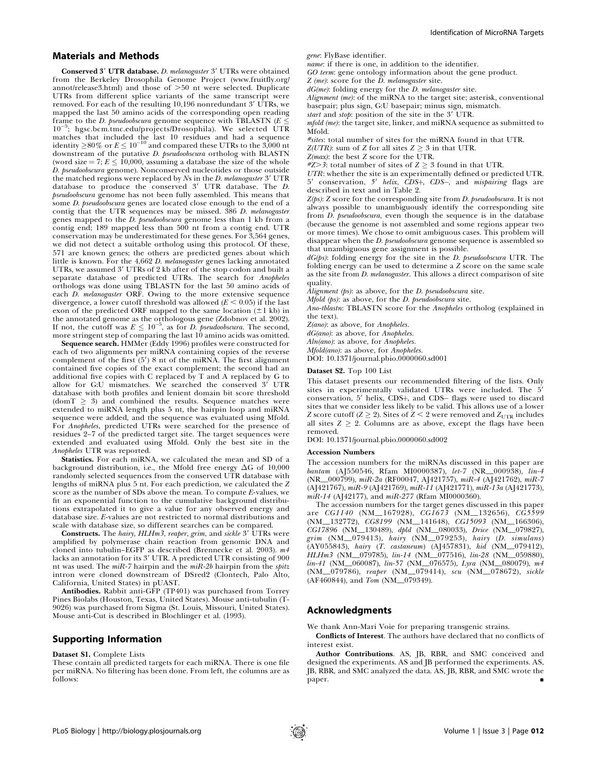## Materials and Methods

**Conserved 3′ UTR database.** *D. melanogaster* 3′ UTRs were obtained from the Berkeley Drosophila Genome Project (www.fruitfly.org/annot/release3.html) and those of >50 nt were selected. Duplicate UTRs from different splice variants of the same transcript were removed. For each of the resulting 10,196 nonredundant 3′ UTRs, we mapped the last 50 amino acids of the corresponding open reading frame to the *D. pseudoobscura* genome sequence with TBLASTN ($E \leq 10^{-5}$; hgsc.bcm.tmc.edu/projects/Drosophila). We selected UTR matches that included the last 10 residues and had a sequence identity ≥80% or $E \leq 10^{-10}$ and compared these UTRs to the 3,000 nt downstream of the putative *D. pseudoobscura* ortholog with BLASTN (word size = 7; $E \leq 10{,}000$, assuming a database the size of the whole *D. pseudoobscura* genome). Nonconserved nucleotides or those outside the matched regions were replaced by *N*s in the *D. melanogaster* 3′ UTR database to produce the conserved 3′ UTR database. The *D. pseudoobscura* genome has not been fully assembled. This means that some *D. pseudoobscura* genes are located close enough to the end of a contig that the UTR sequences may be missed. 386 *D. melanogaster* genes mapped to the *D. pseudoobscura* genome less than 1 kb from a contig end; 189 mapped less than 500 nt from a contig end. UTR conservation may be underestimated for these genes. For 3,564 genes, we did not detect a suitable ortholog using this protocol. Of these, 571 are known genes; the others are predicted genes about which little is known. For the 4,662 *D. melanogaster* genes lacking annotated UTRs, we assumed 3′ UTRs of 2 kb after of the stop codon and built a separate database of predicted UTRs. The search for *Anopheles* orthologs was done using TBLASTN for the last 50 amino acids of each *D. melanogaster* ORF. Owing to the more extensive sequence divergence, a lower cutoff threshold was allowed ($E < 0.05$) if the last exon of the predicted ORF mapped to the same location (±1 kb) in the annotated genome as the orthologous gene (Zdobnov et al. 2002). If not, the cutoff was $E \leq 10^{-5}$, as for *D. pseudoobscura*. The second, more stringent step of comparing the last 10 amino acids was omitted.

**Sequence search.** HMMer (Eddy 1996) profiles were constructed for each of two alignments per miRNA containing copies of the reverse complement of the first (5′) 8 nt of the miRNA. The first alignment contained five copies of the exact complement; the second had an additional five copies with C replaced by T and A replaced by G to allow for G:U mismatches. We searched the conserved 3′ UTR database with both profiles and lenient domain bit score threshold (domT ≥ 3) and combined the results. Sequence matches were extended to miRNA length plus 5 nt, the hairpin loop and miRNA sequence were added, and the sequence was evaluated using Mfold. For *Anopheles*, predicted UTRs were searched for the presence of residues 2–7 of the predicted target site. The target sequences were extended and evaluated using Mfold. Only the best site in the *Anopheles* UTR was reported.

**Statistics.** For each miRNA, we calculated the mean and SD of a background distribution, i.e., the Mfold free energy $\Delta G$ of 10,000 randomly selected sequences from the conserved UTR database with lengths of miRNA plus 5 nt. For each prediction, we calculated the *Z* score as the number of SDs above the mean. To compute *E*-values, we fit an exponential function to the cumulative background distributions extrapolated it to give a value for any observed energy and database size. *E*-values are not restricted to normal distributions and scale with database size, so different searches can be compared.

**Constructs.** The *hairy*, *HLHm3*, *reaper*, *grim*, and *sickle* 3′ UTRs were amplified by polymerase chain reaction from genomic DNA and cloned into tubulin–EGFP as described (Brennecke et al. 2003). *m4* lacks an annotation for its 3′ UTR. A predicted UTR consisting of 900 nt was used. The *miR-7* hairpin and the *miR-2b* hairpin from the *spitz* intron were cloned downstream of DSred2 (Clontech, Palo Alto, California, United States) in pUAST.

**Antibodies.** Rabbit anti-GFP (TP401) was purchased from Torrey Pines Biolabs (Houston, Texas, United States). Mouse anti-tubulin (T-9026) was purchased from Sigma (St. Louis, Missouri, United States). Mouse anti-Cut is described in Blochlinger et al. (1993).

## Supporting Information

**Dataset S1.** Complete Lists

These contain all predicted targets for each miRNA. There is one file per miRNA. No filtering has been done. From left, the columns are as follows:

*gene*: FlyBase identifier.
*name*: if there is one, in addition to the identifier.
*GO term*: gene ontology information about the gene product.
*Z (me)*: score for the *D. melanogaster* site.
*dG(me)*: folding energy for the *D. melanogaster* site.
*Alignment (me)*: of the miRNA to the target site; asterisk, conventional basepair; plus sign, G:U basepair; minus sign, mismatch.
*start* and *stop*: position of the site in the 3′ UTR.
*mfold (me)*: the target site, linker, and miRNA sequence as submitted to Mfold.
*#sites*: total number of sites for the miRNA found in that UTR.
*Z(UTR)*: sum of Z for all sites $Z \geq 3$ in that UTR.
*Z(max)*: the best Z score for the UTR.
*#Z>3*: total number of sites of $Z \geq 3$ found in that UTR.
*UTR*: whether the site is an experimentally defined or predicted UTR.
*5′ conservation*, *5′ helix*, *CDS+*, *CDS–*, and *mispairing* flags are described in text and in Table 2.
*Z(ps)*: Z score for the corresponding site from *D. pseudoobscura*. It is not always possible to unambiguously identify the corresponding site from *D. pseudoobscura*, even though the sequence is in the database (because the genome is not assembled and some regions appear two or more times). We chose to omit ambiguous cases. This problem will disappear when the *D. pseudoobscura* genome sequence is assembled so that unambiguous gene assignment is possible.
*dG(ps)*: folding energy for the site in the *D. pseudoobscura* UTR. The folding energy can be used to determine a Z score on the same scale as the site from *D. melanogaster*. This allows a direct comparison of site quality.
*Alignment (ps)*: as above, for the *D. pseudoobscura* site.
*Mfold (ps)*: as above, for the *D. pseudoobscura* site.
*Ano-tblastn*: TBLASTN score for the *Anopheles* ortholog (explained in the text).
*Z(ano)*: as above, for *Anopheles*.
*dG(ano)*: as above, for *Anopheles*.
*Aln(ano)*: as above, for *Anopheles*.
*Mfold(ano)*: as above, for *Anopheles*.

DOI: 10.1371/journal.pbio.0000060.sd001

**Dataset S2.** Top 100 List

This dataset presents our recommended filtering of the lists. Only sites in experimentally validated UTRs were included. The 5′ conservation, 5′ helix, CDS+, and CDS– flags were used to discard sites that we consider less likely to be valid. This allows use of a lower Z score cutoff ($Z \geq 2$). Sites of $Z < 2$ were removed and $Z_{UTR}$ includes all sites $Z \geq 2$. Columns are as above, except the flags have been removed.

DOI: 10.1371/journal.pbio.0000060.sd002

### Accession Numbers

The accession numbers for the miRNAs discussed in this paper are *bantam* (AJ550546, Rfam MI0000387), *let-7* (NR\_000938), *lin-4* (NR\_000799), *miR-2a* (RF00047, AJ421757), *miR-4* (AJ421762), *miR-7* (AJ421767), *miR-9* (AJ421769), *miR-11* (AJ421771), *miR-13a* (AJ421773), *miR-14* (AJ42177), and *miR-277* (Rfam MI0000360).

The accession numbers for the target genes discussed in this paper are *CG1140* (NM\_167928), *CG1673* (NM\_132656), *CG5599* (NM\_132772), *CG8199* (NM\_141648), *CG15093* (NM\_166306), *CG17896* (NM\_130489), *dpld* (NM\_080033), *Drice* (NM\_079827), *grim* (NM\_079413), *hairy* (NM\_079253), *hairy* (*D. simulans*) (AY055843), *hairy* (*T. castaneum*) (AJ457831), *hid* (NM\_079412), *HLHm3* (NM\_079785), *lin-14* (NM\_077516), *lin-28* (NM\_059880), *lin-41* (NM\_060087), *lin-57* (NM\_076575), *Lyra* (NM\_080079), *m4* (NM\_079786), *reaper* (NM\_079414), *scu* (NM\_078672), *sickle* (AF460844), and *Tom* (NM\_079349).

## Acknowledgments

We thank Ann-Mari Voie for preparing transgenic strains.

**Conflicts of Interest.** The authors have declared that no conflicts of interest exist.

**Author Contributions.** AS, JB, RBR, and SMC conceived and designed the experiments. AS and JB performed the experiments. AS, JB, RBR, and SMC analyzed the data. AS, JB, RBR, and SMC wrote the paper. ■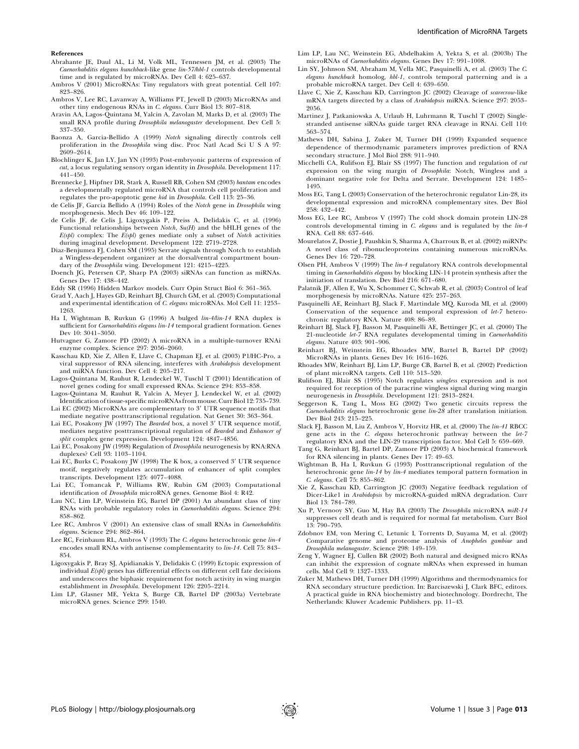## References

Abrahante JE, Daul AL, Li M, Volk ML, Tennessen JM, et al. (2003) The *Caenorhabditis elegans hunchback*-like gene *lin-57/hbl-1* controls developmental time and is regulated by microRNAs. Dev Cell 4: 625–637.

Ambros V (2001) MicroRNAs: Tiny regulators with great potential. Cell 107: 823–826.

Ambros V, Lee RC, Lavanway A, Williams PT, Jewell D (2003) MicroRNAs and other tiny endogenous RNAs in *C. elegans*. Curr Biol 13: 807–818.

Aravin AA, Lagos-Quintana M, Yalcin A, Zavolan M, Marks D, et al. (2003) The small RNA profile during *Drosophila melanogaster* development. Dev Cell 5: 337–350.

Baonza A, Garcia-Bellido A (1999) *Notch* signaling directly controls cell proliferation in the *Drosophila* wing disc. Proc Natl Acad Sci U S A 97: 2609–2614.

Blochlinger K, Jan LY, Jan YN (1993) Post-embryonic patterns of expression of *cut*, a locus regulating sensory organ identity in *Drosophila*. Development 117: 441–450.

Brennecke J, Hipfner DR, Stark A, Russell RB, Cohen SM (2003) *bantam* encodes a developmentally regulated microRNA that controls cell proliferation and regulates the pro-apoptotic gene *hid* in *Drosophila*. Cell 113: 25–36.

de Celis JF, Garcia Bellido A (1994) Roles of the *Notch* gene in *Drosophila* wing morphogenesis. Mech Dev 46: 109–122.

de Celis JF, de Celis J, Ligoxygakis P, Preiss A, Delidakis C, et al. (1996) Functional relationships between *Notch, Su(H)* and the bHLH genes of the *E(spl)* complex: The *E(spl)* genes mediate only a subset of *Notch* activities during imaginal development. Development 122: 2719–2728.

Diaz-Benjumea FJ, Cohen SM (1995) Serrate signals through Notch to establish a Wingless-dependent organizer at the dorsal/ventral compartment boundary of the *Drosophila* wing. Development 121: 4215–4225.

Doench JG, Petersen CP, Sharp PA (2003) siRNAs can function as miRNAs. Genes Dev 17: 438–442.

Eddy SR (1996) Hidden Markov models. Curr Opin Struct Biol 6: 361–365.

Grad Y, Aach J, Hayes GD, Reinhart BJ, Church GM, et al. (2003) Computational and experimental identification of *C. elegans* microRNAs. Mol Cell 11: 1253–1263.

Ha I, Wightman B, Ruvkun G (1996) A bulged *lin-4/lin-14* RNA duplex is sufficient for *Caenorhabditis elegans lin-14* temporal gradient formation. Genes Dev 10: 3041–3050.

Hutvagner G, Zamore PD (2002) A microRNA in a multiple-turnover RNAi enzyme complex. Science 297: 2056–2060.

Kasschau KD, Xie Z, Allen E, Llave C, Chapman EJ, et al. (2003) P1/HC-Pro, a viral suppressor of RNA silencing, interferes with *Arabidopsis* development and miRNA function. Dev Cell 4: 205–217.

Lagos-Quintana M, Rauhut R, Lendeckel W, Tuschl T (2001) Identification of novel genes coding for small expressed RNAs. Science 294: 853–858.

Lagos-Quintana M, Rauhut R, Yalcin A, Meyer J, Lendeckel W, et al. (2002) Identification of tissue-specific microRNAs from mouse. Curr Biol 12: 735–739.

Lai EC (2002) MicroRNAs are complementary to 3′ UTR sequence motifs that mediate negative posttranscriptional regulation. Nat Genet 30: 363–364.

Lai EC, Posakony JW (1997) The *Bearded* box, a novel 3′ UTR sequence motif, mediates negative posttranscriptional regulation of *Bearded* and *Enhancer of split* complex gene expression. Development 124: 4847–4856.

Lai EC, Posakony JW (1998) Regulation of *Drosophila* neurogenesis by RNA:RNA duplexes? Cell 93: 1103–1104.

Lai EC, Burks C, Posakony JW (1998) The K box, a conserved 3′ UTR sequence motif, negatively regulates accumulation of enhancer of split complex transcripts. Development 125: 4077–4088.

Lai EC, Tomancak P, Williams RW, Rubin GM (2003) Computational identification of *Drosophila* microRNA genes. Genome Biol 4: R42.

Lau NC, Lim LP, Weinstein EG, Bartel DP (2001) An abundant class of tiny RNAs with probable regulatory roles in *Caenorhabditis elegans*. Science 294: 858–862.

Lee RC, Ambros V (2001) An extensive class of small RNAs in *Caenorhabditis elegans*. Science 294: 862–864.

Lee RC, Feinbaum RL, Ambros V (1993) The *C. elegans* heterochronic gene *lin-4* encodes small RNAs with antisense complementarity to *lin-14*. Cell 75: 843–854.

Ligoxygakis P, Bray SJ, Apidianakis Y, Delidakis C (1999) Ectopic expression of individual *E(spl)* genes has differential effects on different cell fate decisions and underscores the biphasic requirement for notch activity in wing margin establishment in *Drosophila*. Development 126: 2205–2214.

Lim LP, Glasner ME, Yekta S, Burge CB, Bartel DP (2003a) Vertebrate microRNA genes. Science 299: 1540.

Lim LP, Lau NC, Weinstein EG, Abdelhakim A, Yekta S, et al. (2003b) The microRNAs of *Caenorhabditis elegans*. Genes Dev 17: 991–1008.

Lin SY, Johnson SM, Abraham M, Vella MC, Pasquinelli A, et al. (2003) The *C. elegans hunchback* homolog, *hbl-1*, controls temporal patterning and is a probable microRNA target. Dev Cell 4: 639–650.

Llave C, Xie Z, Kasschau KD, Carrington JC (2002) Cleavage of *scarecrow*-like mRNA targets directed by a class of *Arabidopsis* miRNA. Science 297: 2053–2056.

Martinez J, Patkaniowska A, Urlaub H, Luhrmann R, Tuschl T (2002) Single-stranded antisense siRNAs guide target RNA cleavage in RNAi. Cell 110: 563–574.

Mathews DH, Sabina J, Zuker M, Turner DH (1999) Expanded sequence dependence of thermodynamic parameters improves prediction of RNA secondary structure. J Mol Biol 288: 911–940.

Micchelli CA, Rulifson EJ, Blair SS (1997) The function and regulation of *cut* expression on the wing margin of *Drosophila*: Notch, Wingless and a dominant negative role for Delta and Serrate. Development 124: 1485–1495.

Moss EG, Tang L (2003) Conservation of the heterochronic regulator Lin-28, its developmental expression and microRNA complementary sites. Dev Biol 258: 432–442.

Moss EG, Lee RC, Ambros V (1997) The cold shock domain protein LIN-28 controls developmental timing in *C. elegans* and is regulated by the *lin-4* RNA. Cell 88: 637–646.

Mourelatos Z, Dostie J, Paushkin S, Sharma A, Charroux B, et al. (2002) miRNPs: A novel class of ribonucleoproteins containing numerous microRNAs. Genes Dev 16: 720–728.

Olsen PH, Ambros V (1999) The *lin-4* regulatory RNA controls developmental timing in *Caenorhabditis elegans* by blocking LIN-14 protein synthesis after the initiation of translation. Dev Biol 216: 671–680.

Palatnik JF, Allen E, Wu X, Schommer C, Schwab R, et al. (2003) Control of leaf morphogenesis by microRNAs. Nature 425: 257–263.

Pasquinelli AE, Reinhart BJ, Slack F, Martindale MQ, Kuroda MI, et al. (2000) Conservation of the sequence and temporal expression of *let-7* heterochronic regulatory RNA. Nature 408: 86–89.

Reinhart BJ, Slack FJ, Basson M, Pasquinelli AE, Bettinger JC, et al. (2000) The 21-nucleotide *let-7* RNA regulates developmental timing in *Caenorhabditis elegans*. Nature 403: 901–906.

Reinhart BJ, Weinstein EG, Rhoades MW, Bartel B, Bartel DP (2002) MicroRNAs in plants. Genes Dev 16: 1616–1626.

Rhoades MW, Reinhart BJ, Lim LP, Burge CB, Bartel B, et al. (2002) Prediction of plant microRNA targets. Cell 110: 513–520.

Rulifson EJ, Blair SS (1995) Notch regulates *wingless* expression and is not required for reception of the paracrine wingless signal during wing margin neurogenesis in *Drosophila*. Development 121: 2813–2824.

Seggerson K, Tang L, Moss EG (2002) Two genetic circuits repress the *Caenorhabditis elegans* heterochronic gene *lin-28* after translation initiation. Dev Biol 243: 215–225.

Slack FJ, Basson M, Liu Z, Ambros V, Horvitz HR, et al. (2000) The *lin-41* RBCC gene acts in the *C. elegans* heterochronic pathway between the *let-7* regulatory RNA and the LIN-29 transcription factor. Mol Cell 5: 659–669.

Tang G, Reinhart BJ, Bartel DP, Zamore PD (2003) A biochemical framework for RNA silencing in plants. Genes Dev 17: 49–63.

Wightman B, Ha I, Ruvkun G (1993) Posttranscriptional regulation of the heterochronic gene *lin-14* by *lin-4* mediates temporal pattern formation in *C. elegans*. Cell 75: 855–862.

Xie Z, Kasschau KD, Carrington JC (2003) Negative feedback regulation of Dicer-Like1 in *Arabidopsis* by microRNA-guided mRNA degradation. Curr Biol 13: 784–789.

Xu P, Vernooy SY, Guo M, Hay BA (2003) The *Drosophila* microRNA *miR-14* suppresses cell death and is required for normal fat metabolism. Curr Biol 13: 790–795.

Zdobnov EM, von Mering C, Letunic I, Torrents D, Suyama M, et al. (2002) Comparative genome and proteome analysis of *Anopheles gambiae* and *Drosophila melanogaster*. Science 298: 149–159.

Zeng Y, Wagner EJ, Cullen BR (2002) Both natural and designed micro RNAs can inhibit the expression of cognate mRNAs when expressed in human cells. Mol Cell 9: 1327–1333.

Zuker M, Mathews DH, Turner DH (1999) Algorithms and thermodynamics for RNA secondary structure prediction. In: Barciszewski J, Clark BFC, editors. A practical guide in RNA biochemistry and biotechnology. Dordrecht, The Netherlands: Kluwer Academic Publishers. pp. 11–43.